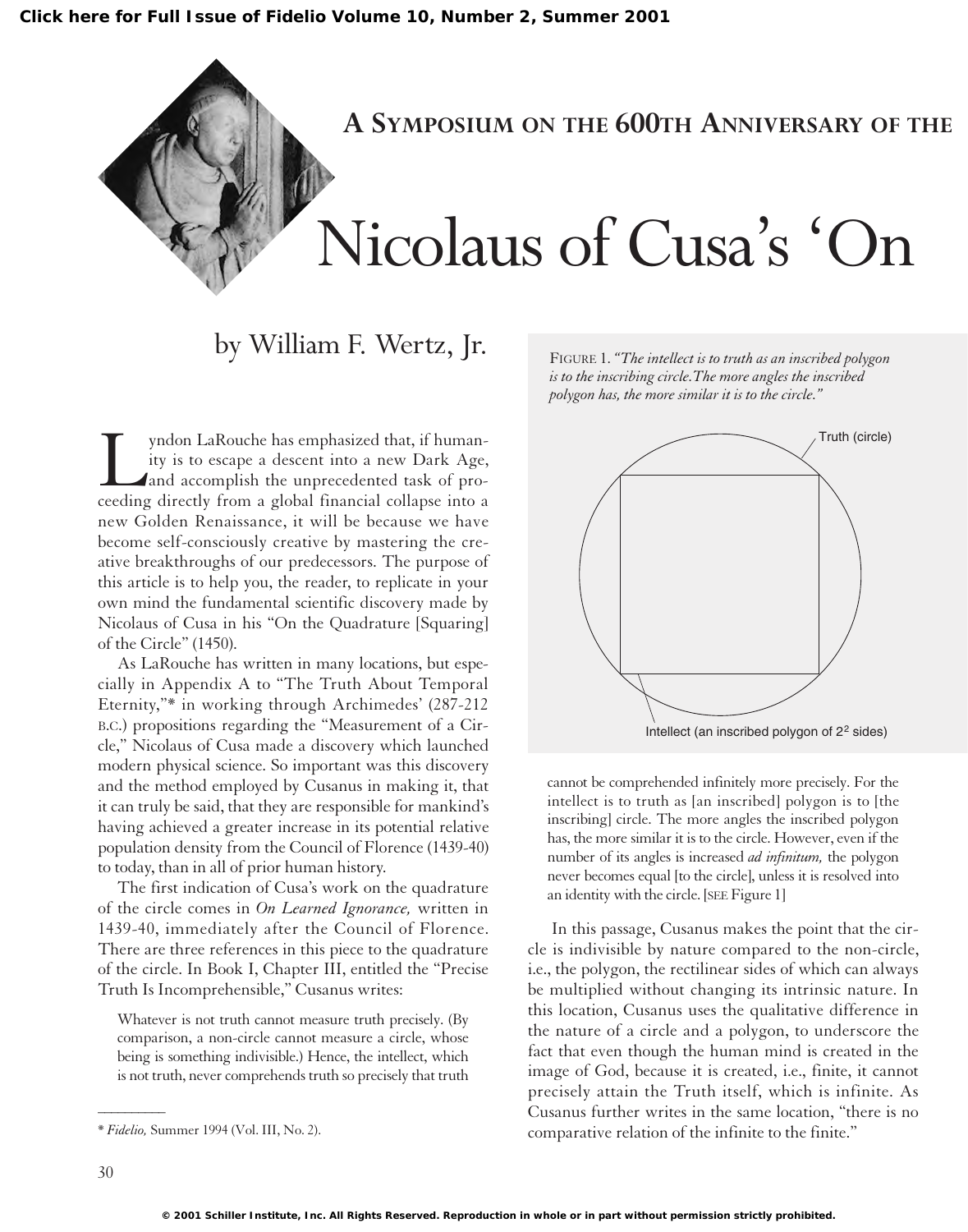# A Symposium on the 600th Anniversary of the Nicolaus of Cusa's 'On

by William F. Wertz, Jr.

Lyndon LaRouche has emphasized that, if humanity is to escape a descent into a new Dark Age, and accomplish the unprecedented task of proceeding directly from a global financial collapse into a new Golden Renaissance, it will be because we have become self-consciously creative by mastering the creative breakthroughs of our predecessors. The purpose of this article is to help you, the reader, to replicate in your own mind the fundamental scientific discovery made by Nicolaus of Cusa in his "On the Quadrature [Squaring] of the Circle" (1450).

As LaRouche has written in many locations, but especially in Appendix A to "The Truth About Temporal Eternity,"* in working through Archimedes' (287-212 B.C.) propositions regarding the "Measurement of a Circle," Nicolaus of Cusa made a discovery which launched modern physical science. So important was this discovery and the method employed by Cusanus in making it, that it can truly be said, that they are responsible for mankind's having achieved a greater increase in its potential relative population density from the Council of Florence (1439-40) to today, than in all of prior human history.

The first indication of Cusa's work on the quadrature of the circle comes in *On Learned Ignorance,* written in 1439-40, immediately after the Council of Florence. There are three references in this piece to the quadrature of the circle. In Book I, Chapter III, entitled the "Precise Truth Is Incomprehensible," Cusanus writes:

> Whatever is not truth cannot measure truth precisely. (By comparison, a non-circle cannot measure a circle, whose being is something indivisible.) Hence, the intellect, which is not truth, never comprehends truth so precisely that truth cannot be comprehended infinitely more precisely. For the intellect is to truth as [an inscribed] polygon is to [the inscribing] circle. The more angles the inscribed polygon has, the more similar it is to the circle. However, even if the number of its angles is increased *ad infinitum,* the polygon never becomes equal [to the circle], unless it is resolved into an identity with the circle. [SEE Figure 1]

FIGURE 1. *"The intellect is to truth as an inscribed polygon is to the inscribing circle. The more angles the inscribed polygon has, the more similar it is to the circle."*

Truth (circle)

Intellect (an inscribed polygon of $2^2$ sides)

In this passage, Cusanus makes the point that the circle is indivisible by nature compared to the non-circle, i.e., the polygon, the rectilinear sides of which can always be multiplied without changing its intrinsic nature. In this location, Cusanus uses the qualitative difference in the nature of a circle and a polygon, to underscore the fact that even though the human mind is created in the image of God, because it is created, i.e., finite, it cannot precisely attain the Truth itself, which is infinite. As Cusanus further writes in the same location, "there is no comparative relation of the infinite to the finite."

---

\* *Fidelio,* Summer 1994 (Vol. III, No. 2).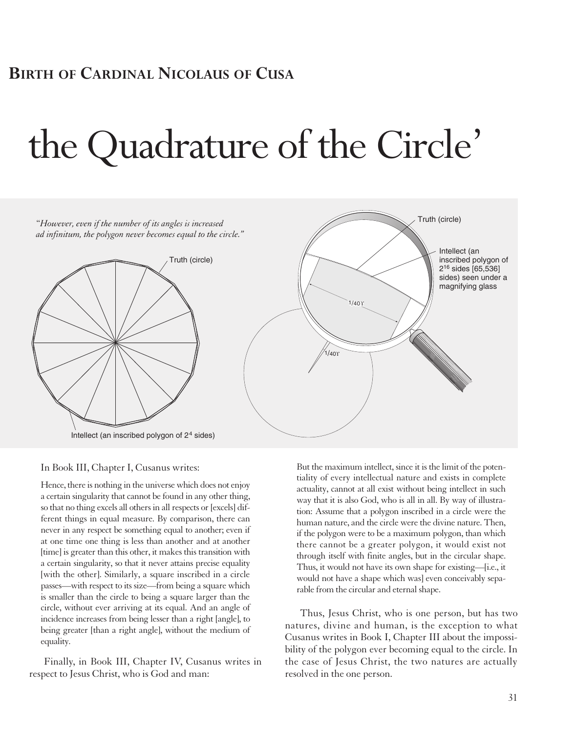## Birth of Cardinal Nicolaus of Cusa

# the Quadrature of the Circle'

*"However, even if the number of its angles is increased ad infinitum, the polygon never becomes equal to the circle."*

Truth (circle)

Intellect (an inscribed polygon of $2^4$ sides)

Truth (circle)

Intellect (an inscribed polygon of $2^{16}$ sides [65,536] sides) seen under a magnifying glass

1/40r

1/40r

In Book III, Chapter I, Cusanus writes:

> Hence, there is nothing in the universe which does not enjoy a certain singularity that cannot be found in any other thing, so that no thing excels all others in all respects or [excels] different things in equal measure. By comparison, there can never in any respect be something equal to another; even if at one time one thing is less than another and at another [time] is greater than this other, it makes this transition with a certain singularity, so that it never attains precise equality [with the other]. Similarly, a square inscribed in a circle passes—with respect to its size—from being a square which is smaller than the circle to being a square larger than the circle, without ever arriving at its equal. And an angle of incidence increases from being lesser than a right [angle], to being greater [than a right angle], without the medium of equality.

Finally, in Book III, Chapter IV, Cusanus writes in respect to Jesus Christ, who is God and man:

> But the maximum intellect, since it is the limit of the potentiality of every intellectual nature and exists in complete actuality, cannot at all exist without being intellect in such way that it is also God, who is all in all. By way of illustration: Assume that a polygon inscribed in a circle were the human nature, and the circle were the divine nature. Then, if the polygon were to be a maximum polygon, than which there cannot be a greater polygon, it would exist not through itself with finite angles, but in the circular shape. Thus, it would not have its own shape for existing—[i.e., it would not have a shape which was] even conceivably separable from the circular and eternal shape.

Thus, Jesus Christ, who is one person, but has two natures, divine and human, is the exception to what Cusanus writes in Book I, Chapter III about the impossibility of the polygon ever becoming equal to the circle. In the case of Jesus Christ, the two natures are actually resolved in the one person.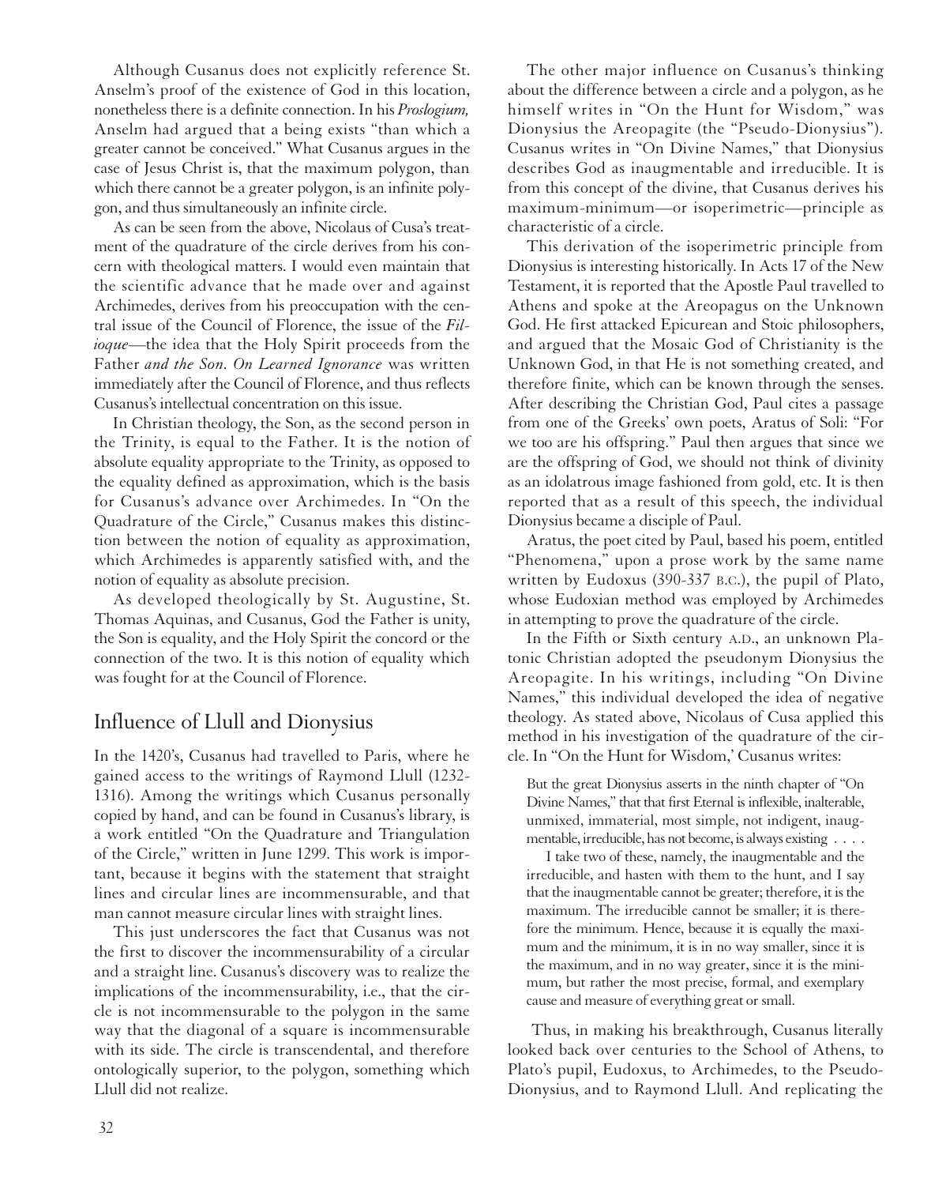Although Cusanus does not explicitly reference St. Anselm's proof of the existence of God in this location, nonetheless there is a definite connection. In his *Proslogium,* Anselm had argued that a being exists "than which a greater cannot be conceived." What Cusanus argues in the case of Jesus Christ is, that the maximum polygon, than which there cannot be a greater polygon, is an infinite polygon, and thus simultaneously an infinite circle.

As can be seen from the above, Nicolaus of Cusa's treatment of the quadrature of the circle derives from his concern with theological matters. I would even maintain that the scientific advance that he made over and against Archimedes, derives from his preoccupation with the central issue of the Council of Florence, the issue of the *Filioque*—the idea that the Holy Spirit proceeds from the Father *and the Son. On Learned Ignorance* was written immediately after the Council of Florence, and thus reflects Cusanus's intellectual concentration on this issue.

In Christian theology, the Son, as the second person in the Trinity, is equal to the Father. It is the notion of absolute equality appropriate to the Trinity, as opposed to the equality defined as approximation, which is the basis for Cusanus's advance over Archimedes. In "On the Quadrature of the Circle," Cusanus makes this distinction between the notion of equality as approximation, which Archimedes is apparently satisfied with, and the notion of equality as absolute precision.

As developed theologically by St. Augustine, St. Thomas Aquinas, and Cusanus, God the Father is unity, the Son is equality, and the Holy Spirit the concord or the connection of the two. It is this notion of equality which was fought for at the Council of Florence.

## Influence of Llull and Dionysius

In the 1420's, Cusanus had travelled to Paris, where he gained access to the writings of Raymond Llull (1232-1316). Among the writings which Cusanus personally copied by hand, and can be found in Cusanus's library, is a work entitled "On the Quadrature and Triangulation of the Circle," written in June 1299. This work is important, because it begins with the statement that straight lines and circular lines are incommensurable, and that man cannot measure circular lines with straight lines.

This just underscores the fact that Cusanus was not the first to discover the incommensurability of a circular and a straight line. Cusanus's discovery was to realize the implications of the incommensurability, i.e., that the circle is not incommensurable to the polygon in the same way that the diagonal of a square is incommensurable with its side. The circle is transcendental, and therefore ontologically superior, to the polygon, something which Llull did not realize.

The other major influence on Cusanus's thinking about the difference between a circle and a polygon, as he himself writes in "On the Hunt for Wisdom," was Dionysius the Areopagite (the "Pseudo-Dionysius"). Cusanus writes in "On Divine Names," that Dionysius describes God as inaugmentable and irreducible. It is from this concept of the divine, that Cusanus derives his maximum-minimum—or isoperimetric—principle as characteristic of a circle.

This derivation of the isoperimetric principle from Dionysius is interesting historically. In Acts 17 of the New Testament, it is reported that the Apostle Paul travelled to Athens and spoke at the Areopagus on the Unknown God. He first attacked Epicurean and Stoic philosophers, and argued that the Mosaic God of Christianity is the Unknown God, in that He is not something created, and therefore finite, which can be known through the senses. After describing the Christian God, Paul cites a passage from one of the Greeks' own poets, Aratus of Soli: "For we too are his offspring." Paul then argues that since we are the offspring of God, we should not think of divinity as an idolatrous image fashioned from gold, etc. It is then reported that as a result of this speech, the individual Dionysius became a disciple of Paul.

Aratus, the poet cited by Paul, based his poem, entitled "Phenomena," upon a prose work by the same name written by Eudoxus (390-337 B.C.), the pupil of Plato, whose Eudoxian method was employed by Archimedes in attempting to prove the quadrature of the circle.

In the Fifth or Sixth century A.D., an unknown Platonic Christian adopted the pseudonym Dionysius the Areopagite. In his writings, including "On Divine Names," this individual developed the idea of negative theology. As stated above, Nicolaus of Cusa applied this method in his investigation of the quadrature of the circle. In "On the Hunt for Wisdom,' Cusanus writes:

> But the great Dionysius asserts in the ninth chapter of "On Divine Names," that that first Eternal is inflexible, inalterable, unmixed, immaterial, most simple, not indigent, inaugmentable, irreducible, has not become, is always existing . . . .
>
> I take two of these, namely, the inaugmentable and the irreducible, and hasten with them to the hunt, and I say that the inaugmentable cannot be greater; therefore, it is the maximum. The irreducible cannot be smaller; it is therefore the minimum. Hence, because it is equally the maximum and the minimum, it is in no way smaller, since it is the maximum, and in no way greater, since it is the minimum, but rather the most precise, formal, and exemplary cause and measure of everything great or small.

Thus, in making his breakthrough, Cusanus literally looked back over centuries to the School of Athens, to Plato's pupil, Eudoxus, to Archimedes, to the Pseudo-Dionysius, and to Raymond Llull. And replicating the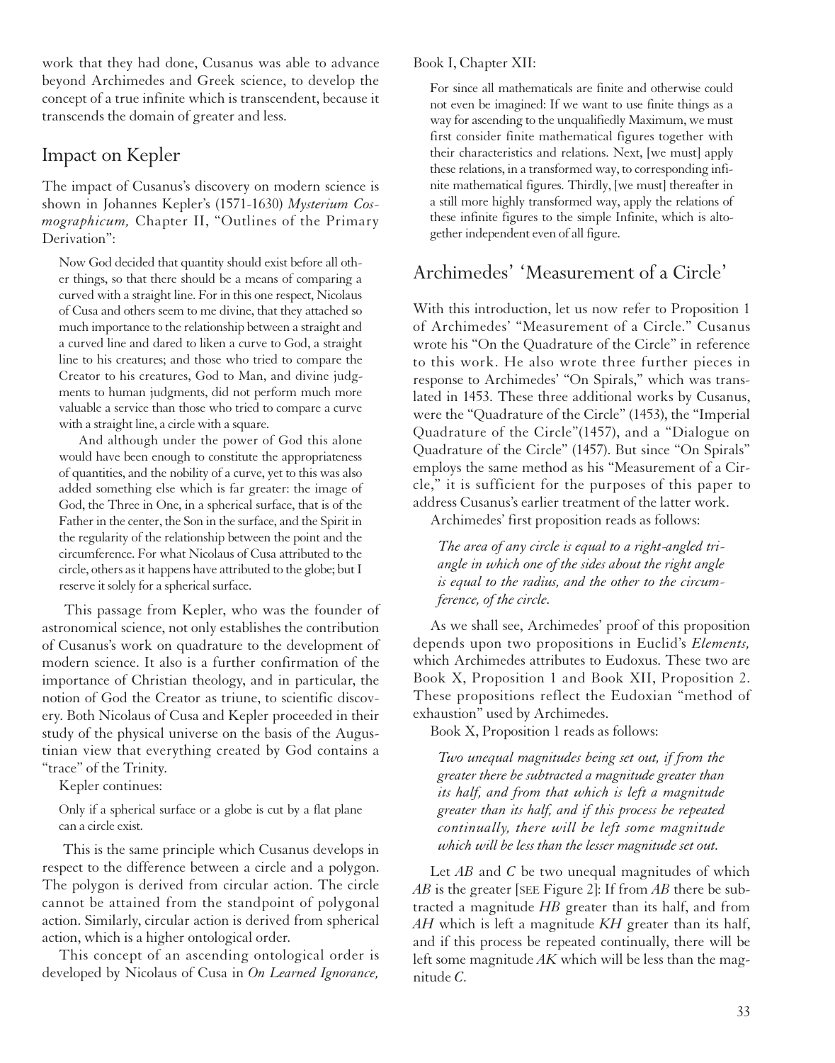work that they had done, Cusanus was able to advance beyond Archimedes and Greek science, to develop the concept of a true infinite which is transcendent, because it transcends the domain of greater and less.

## Impact on Kepler

The impact of Cusanus's discovery on modern science is shown in Johannes Kepler's (1571-1630) *Mysterium Cosmographicum,* Chapter II, "Outlines of the Primary Derivation":

> Now God decided that quantity should exist before all other things, so that there should be a means of comparing a curved with a straight line. For in this one respect, Nicolaus of Cusa and others seem to me divine, that they attached so much importance to the relationship between a straight and a curved line and dared to liken a curve to God, a straight line to his creatures; and those who tried to compare the Creator to his creatures, God to Man, and divine judgments to human judgments, did not perform much more valuable a service than those who tried to compare a curve with a straight line, a circle with a square.
>
> And although under the power of God this alone would have been enough to constitute the appropriateness of quantities, and the nobility of a curve, yet to this was also added something else which is far greater: the image of God, the Three in One, in a spherical surface, that is of the Father in the center, the Son in the surface, and the Spirit in the regularity of the relationship between the point and the circumference. For what Nicolaus of Cusa attributed to the circle, others as it happens have attributed to the globe; but I reserve it solely for a spherical surface.

This passage from Kepler, who was the founder of astronomical science, not only establishes the contribution of Cusanus's work on quadrature to the development of modern science. It also is a further confirmation of the importance of Christian theology, and in particular, the notion of God the Creator as triune, to scientific discovery. Both Nicolaus of Cusa and Kepler proceeded in their study of the physical universe on the basis of the Augustinian view that everything created by God contains a "trace" of the Trinity.

Kepler continues:

> Only if a spherical surface or a globe is cut by a flat plane can a circle exist.

This is the same principle which Cusanus develops in respect to the difference between a circle and a polygon. The polygon is derived from circular action. The circle cannot be attained from the standpoint of polygonal action. Similarly, circular action is derived from spherical action, which is a higher ontological order.

This concept of an ascending ontological order is developed by Nicolaus of Cusa in *On Learned Ignorance,* Book I, Chapter XII:

> For since all mathematicals are finite and otherwise could not even be imagined: If we want to use finite things as a way for ascending to the unqualifiedly Maximum, we must first consider finite mathematical figures together with their characteristics and relations. Next, [we must] apply these relations, in a transformed way, to corresponding infinite mathematical figures. Thirdly, [we must] thereafter in a still more highly transformed way, apply the relations of these infinite figures to the simple Infinite, which is altogether independent even of all figure.

## Archimedes' 'Measurement of a Circle'

With this introduction, let us now refer to Proposition 1 of Archimedes' "Measurement of a Circle." Cusanus wrote his "On the Quadrature of the Circle" in reference to this work. He also wrote three further pieces in response to Archimedes' "On Spirals," which was translated in 1453. These three additional works by Cusanus, were the "Quadrature of the Circle" (1453), the "Imperial Quadrature of the Circle"(1457), and a "Dialogue on Quadrature of the Circle" (1457). But since "On Spirals" employs the same method as his "Measurement of a Circle," it is sufficient for the purposes of this paper to address Cusanus's earlier treatment of the latter work.

Archimedes' first proposition reads as follows:

> *The area of any circle is equal to a right-angled triangle in which one of the sides about the right angle is equal to the radius, and the other to the circumference, of the circle.*

As we shall see, Archimedes' proof of this proposition depends upon two propositions in Euclid's *Elements,* which Archimedes attributes to Eudoxus. These two are Book X, Proposition 1 and Book XII, Proposition 2. These propositions reflect the Eudoxian "method of exhaustion" used by Archimedes.

Book X, Proposition 1 reads as follows:

> *Two unequal magnitudes being set out, if from the greater there be subtracted a magnitude greater than its half, and from that which is left a magnitude greater than its half, and if this process be repeated continually, there will be left some magnitude which will be less than the lesser magnitude set out.*

Let *AB* and *C* be two unequal magnitudes of which *AB* is the greater [SEE Figure 2]: If from *AB* there be subtracted a magnitude *HB* greater than its half, and from *AH* which is left a magnitude *KH* greater than its half, and if this process be repeated continually, there will be left some magnitude *AK* which will be less than the magnitude *C*.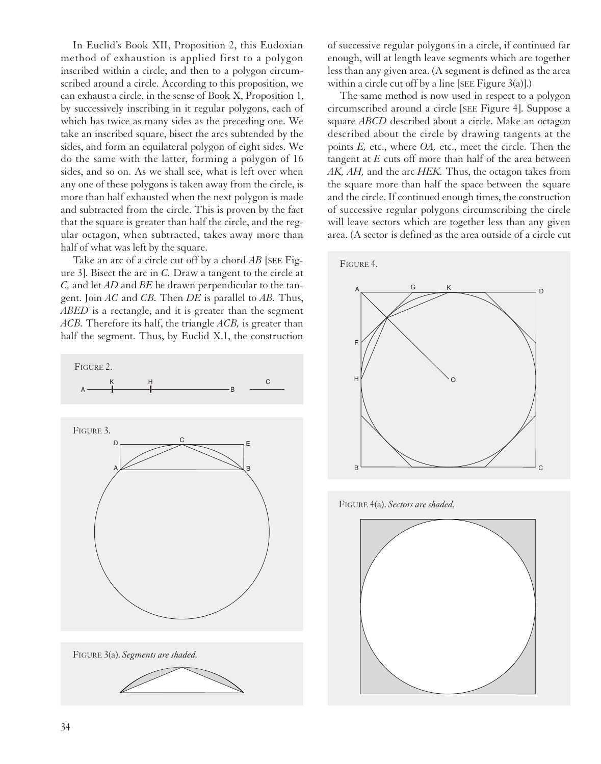In Euclid's Book XII, Proposition 2, this Eudoxian method of exhaustion is applied first to a polygon inscribed within a circle, and then to a polygon circumscribed around a circle. According to this proposition, we can exhaust a circle, in the sense of Book X, Proposition 1, by successively inscribing in it regular polygons, each of which has twice as many sides as the preceding one. We take an inscribed square, bisect the arcs subtended by the sides, and form an equilateral polygon of eight sides. We do the same with the latter, forming a polygon of 16 sides, and so on. As we shall see, what is left over when any one of these polygons is taken away from the circle, is more than half exhausted when the next polygon is made and subtracted from the circle. This is proven by the fact that the square is greater than half the circle, and the regular octagon, when subtracted, takes away more than half of what was left by the square.

Take an arc of a circle cut off by a chord *AB* [SEE Figure 3]. Bisect the arc in *C.* Draw a tangent to the circle at *C,* and let *AD* and *BE* be drawn perpendicular to the tangent. Join *AC* and *CB.* Then *DE* is parallel to *AB.* Thus, *ABED* is a rectangle, and it is greater than the segment *ACB.* Therefore its half, the triangle *ACB,* is greater than half the segment. Thus, by Euclid X.1, the construction of successive regular polygons in a circle, if continued far enough, will at length leave segments which are together less than any given area. (A segment is defined as the area within a circle cut off by a line [SEE Figure 3(a)].)

FIGURE 2.

FIGURE 3.

FIGURE 3(a). *Segments are shaded.*

The same method is now used in respect to a polygon circumscribed around a circle [SEE Figure 4]. Suppose a square *ABCD* described about a circle. Make an octagon described about the circle by drawing tangents at the points *E,* etc., where *OA,* etc., meet the circle. Then the tangent at *E* cuts off more than half of the area between *AK, AH,* and the arc *HEK.* Thus, the octagon takes from the square more than half the space between the square and the circle. If continued enough times, the construction of successive regular polygons circumscribing the circle will leave sectors which are together less than any given area. (A sector is defined as the area outside of a circle cut

FIGURE 4.

FIGURE 4(a). *Sectors are shaded.*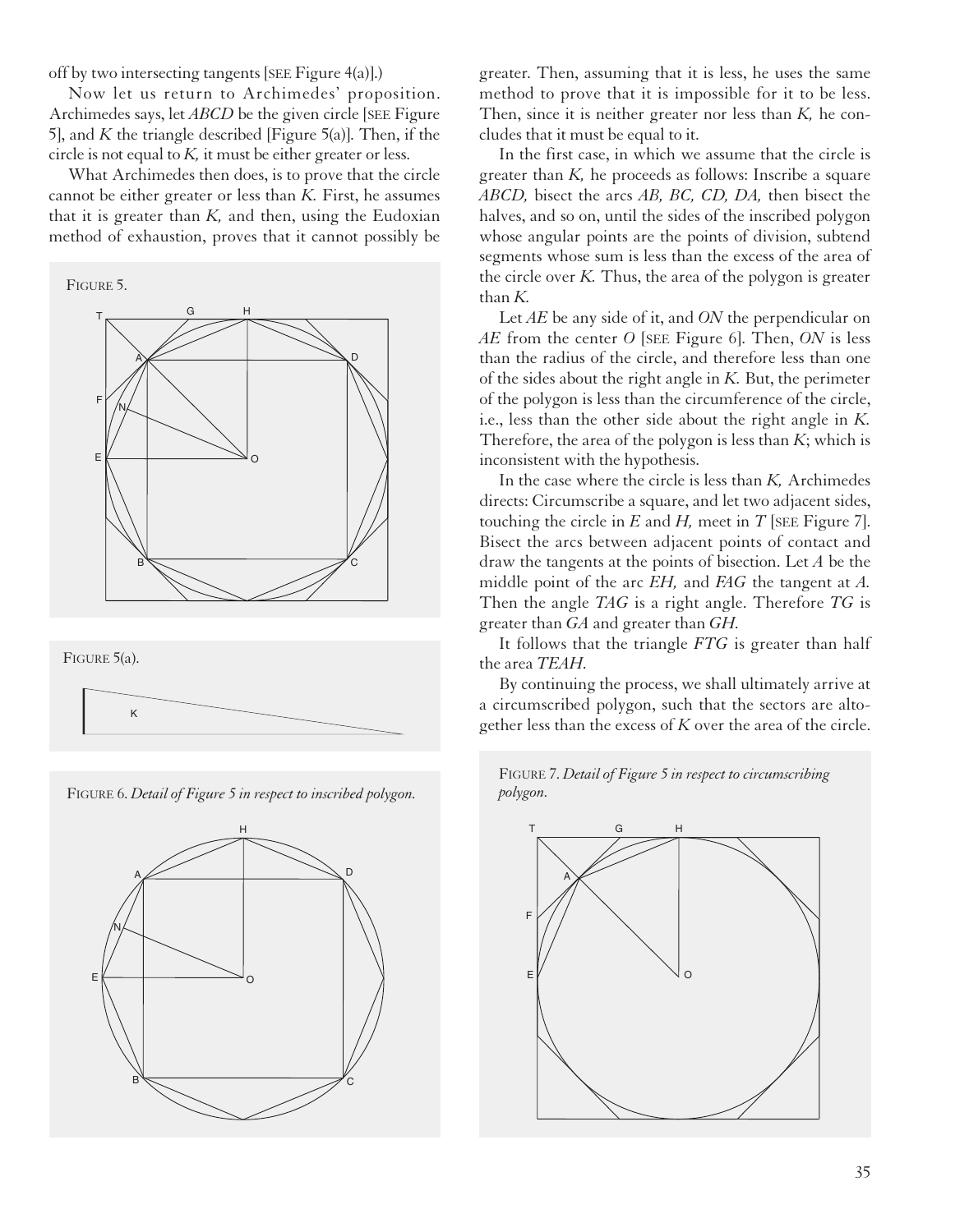off by two intersecting tangents [SEE Figure 4(a)].)

Now let us return to Archimedes' proposition. Archimedes says, let *ABCD* be the given circle [SEE Figure 5], and *K* the triangle described [Figure 5(a)]. Then, if the circle is not equal to *K,* it must be either greater or less.

What Archimedes then does, is to prove that the circle cannot be either greater or less than *K.* First, he assumes that it is greater than *K,* and then, using the Eudoxian method of exhaustion, proves that it cannot possibly be greater. Then, assuming that it is less, he uses the same method to prove that it is impossible for it to be less. Then, since it is neither greater nor less than *K,* he concludes that it must be equal to it.

FIGURE 5.

FIGURE 5(a).

FIGURE 6. *Detail of Figure 5 in respect to inscribed polygon.*

In the first case, in which we assume that the circle is greater than *K,* he proceeds as follows: Inscribe a square *ABCD,* bisect the arcs *AB, BC, CD, DA,* then bisect the halves, and so on, until the sides of the inscribed polygon whose angular points are the points of division, subtend segments whose sum is less than the excess of the area of the circle over *K.* Thus, the area of the polygon is greater than *K.*

Let *AE* be any side of it, and *ON* the perpendicular on *AE* from the center *O* [SEE Figure 6]. Then, *ON* is less than the radius of the circle, and therefore less than one of the sides about the right angle in *K.* But, the perimeter of the polygon is less than the circumference of the circle, i.e., less than the other side about the right angle in *K.* Therefore, the area of the polygon is less than *K*; which is inconsistent with the hypothesis.

In the case where the circle is less than *K,* Archimedes directs: Circumscribe a square, and let two adjacent sides, touching the circle in *E* and *H,* meet in *T* [SEE Figure 7]. Bisect the arcs between adjacent points of contact and draw the tangents at the points of bisection. Let *A* be the middle point of the arc *EH,* and *FAG* the tangent at *A.* Then the angle *TAG* is a right angle. Therefore *TG* is greater than *GA* and greater than *GH.*

It follows that the triangle *FTG* is greater than half the area *TEAH.*

By continuing the process, we shall ultimately arrive at a circumscribed polygon, such that the sectors are altogether less than the excess of *K* over the area of the circle.

FIGURE 7. *Detail of Figure 5 in respect to circumscribing polygon.*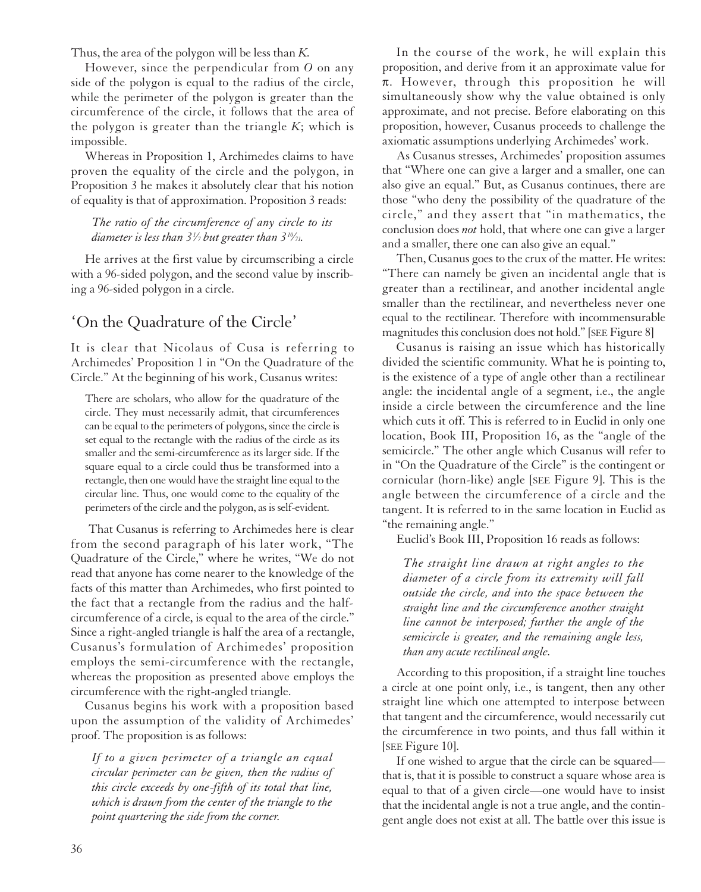Thus, the area of the polygon will be less than $K$.

However, since the perpendicular from $O$ on any side of the polygon is equal to the radius of the circle, while the perimeter of the polygon is greater than the circumference of the circle, it follows that the area of the polygon is greater than the triangle $K$; which is impossible.

Whereas in Proposition 1, Archimedes claims to have proven the equality of the circle and the polygon, in Proposition 3 he makes it absolutely clear that his notion of equality is that of approximation. Proposition 3 reads:

> *The ratio of the circumference of any circle to its diameter is less than $3\frac{1}{7}$ but greater than $3\frac{10}{71}$.*

He arrives at the first value by circumscribing a circle with a 96-sided polygon, and the second value by inscribing a 96-sided polygon in a circle.

## 'On the Quadrature of the Circle'

It is clear that Nicolaus of Cusa is referring to Archimedes' Proposition 1 in "On the Quadrature of the Circle." At the beginning of his work, Cusanus writes:

> There are scholars, who allow for the quadrature of the circle. They must necessarily admit, that circumferences can be equal to the perimeters of polygons, since the circle is set equal to the rectangle with the radius of the circle as its smaller and the semi-circumference as its larger side. If the square equal to a circle could thus be transformed into a rectangle, then one would have the straight line equal to the circular line. Thus, one would come to the equality of the perimeters of the circle and the polygon, as is self-evident.

That Cusanus is referring to Archimedes here is clear from the second paragraph of his later work, "The Quadrature of the Circle," where he writes, "We do not read that anyone has come nearer to the knowledge of the facts of this matter than Archimedes, who first pointed to the fact that a rectangle from the radius and the half-circumference of a circle, is equal to the area of the circle." Since a right-angled triangle is half the area of a rectangle, Cusanus's formulation of Archimedes' proposition employs the semi-circumference with the rectangle, whereas the proposition as presented above employs the circumference with the right-angled triangle.

Cusanus begins his work with a proposition based upon the assumption of the validity of Archimedes' proof. The proposition is as follows:

> *If to a given perimeter of a triangle an equal circular perimeter can be given, then the radius of this circle exceeds by one-fifth of its total that line, which is drawn from the center of the triangle to the point quartering the side from the corner.*

In the course of the work, he will explain this proposition, and derive from it an approximate value for $\pi$. However, through this proposition he will simultaneously show why the value obtained is only approximate, and not precise. Before elaborating on this proposition, however, Cusanus proceeds to challenge the axiomatic assumptions underlying Archimedes' work.

As Cusanus stresses, Archimedes' proposition assumes that "Where one can give a larger and a smaller, one can also give an equal." But, as Cusanus continues, there are those "who deny the possibility of the quadrature of the circle," and they assert that "in mathematics, the conclusion does *not* hold, that where one can give a larger and a smaller, there one can also give an equal."

Then, Cusanus goes to the crux of the matter. He writes: "There can namely be given an incidental angle that is greater than a rectilinear, and another incidental angle smaller than the rectilinear, and nevertheless never one equal to the rectilinear. Therefore with incommensurable magnitudes this conclusion does not hold." [SEE Figure 8]

Cusanus is raising an issue which has historically divided the scientific community. What he is pointing to, is the existence of a type of angle other than a rectilinear angle: the incidental angle of a segment, i.e., the angle inside a circle between the circumference and the line which cuts it off. This is referred to in Euclid in only one location, Book III, Proposition 16, as the "angle of the semicircle." The other angle which Cusanus will refer to in "On the Quadrature of the Circle" is the contingent or cornicular (horn-like) angle [SEE Figure 9]. This is the angle between the circumference of a circle and the tangent. It is referred to in the same location in Euclid as "the remaining angle."

Euclid's Book III, Proposition 16 reads as follows:

> *The straight line drawn at right angles to the diameter of a circle from its extremity will fall outside the circle, and into the space between the straight line and the circumference another straight line cannot be interposed; further the angle of the semicircle is greater, and the remaining angle less, than any acute rectilineal angle.*

According to this proposition, if a straight line touches a circle at one point only, i.e., is tangent, then any other straight line which one attempted to interpose between that tangent and the circumference, would necessarily cut the circumference in two points, and thus fall within it [SEE Figure 10].

If one wished to argue that the circle can be squared—that is, that it is possible to construct a square whose area is equal to that of a given circle—one would have to insist that the incidental angle is not a true angle, and the contingent angle does not exist at all. The battle over this issue is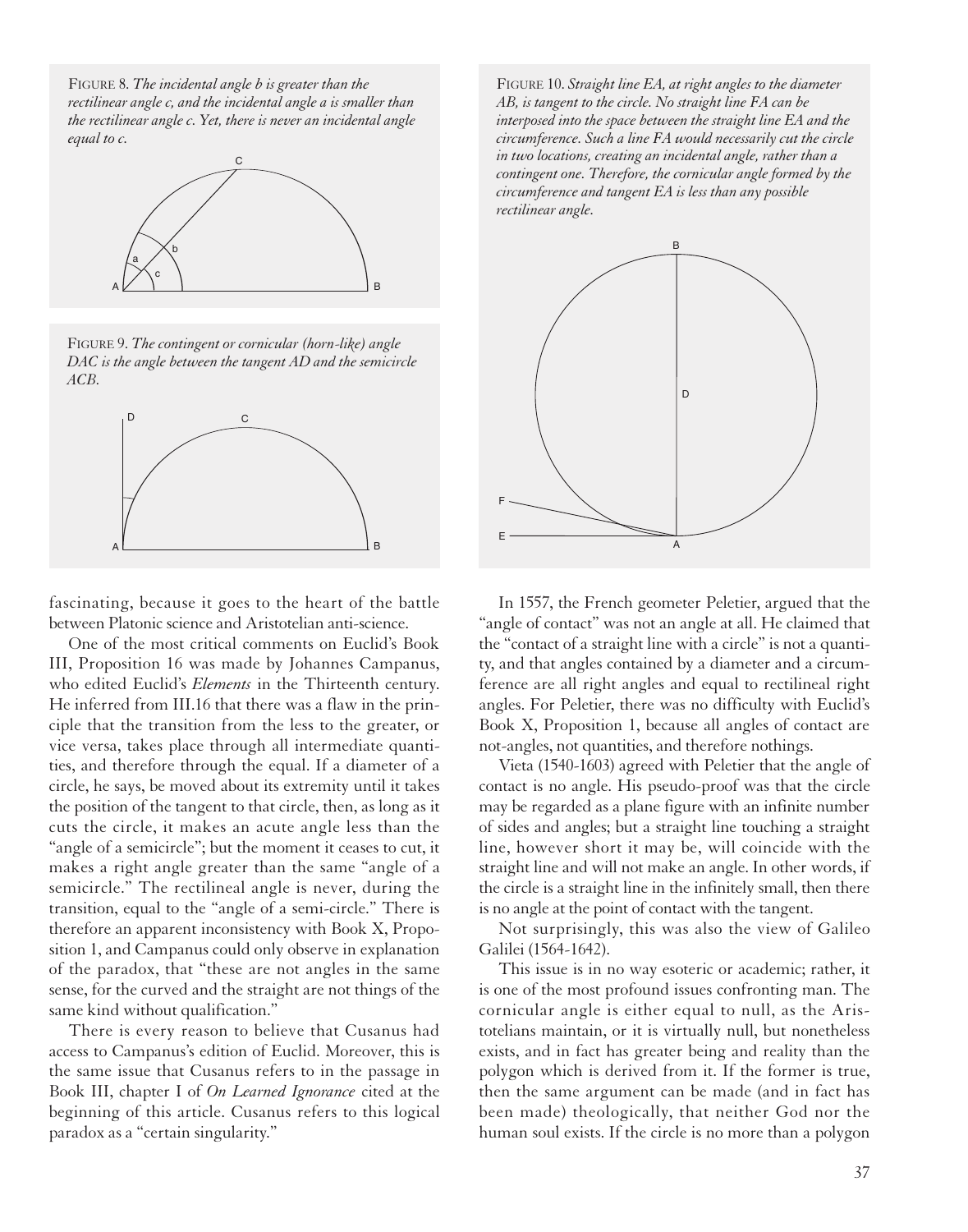FIGURE 8. *The incidental angle b is greater than the rectilinear angle c, and the incidental angle a is smaller than the rectilinear angle c. Yet, there is never an incidental angle equal to c.*

FIGURE 9. *The contingent or cornicular (horn-like) angle DAC is the angle between the tangent AD and the semicircle ACB.*

FIGURE 10. *Straight line EA, at right angles to the diameter AB, is tangent to the circle. No straight line FA can be interposed into the space between the straight line EA and the circumference. Such a line FA would necessarily cut the circle in two locations, creating an incidental angle, rather than a contingent one. Therefore, the cornicular angle formed by the circumference and tangent EA is less than any possible rectilinear angle.*

fascinating, because it goes to the heart of the battle between Platonic science and Aristotelian anti-science.

One of the most critical comments on Euclid's Book III, Proposition 16 was made by Johannes Campanus, who edited Euclid's *Elements* in the Thirteenth century. He inferred from III.16 that there was a flaw in the principle that the transition from the less to the greater, or vice versa, takes place through all intermediate quantities, and therefore through the equal. If a diameter of a circle, he says, be moved about its extremity until it takes the position of the tangent to that circle, then, as long as it cuts the circle, it makes an acute angle less than the "angle of a semicircle"; but the moment it ceases to cut, it makes a right angle greater than the same "angle of a semicircle." The rectilineal angle is never, during the transition, equal to the "angle of a semi-circle." There is therefore an apparent inconsistency with Book X, Proposition 1, and Campanus could only observe in explanation of the paradox, that "these are not angles in the same sense, for the curved and the straight are not things of the same kind without qualification."

There is every reason to believe that Cusanus had access to Campanus's edition of Euclid. Moreover, this is the same issue that Cusanus refers to in the passage in Book III, chapter I of *On Learned Ignorance* cited at the beginning of this article. Cusanus refers to this logical paradox as a "certain singularity."

In 1557, the French geometer Peletier, argued that the "angle of contact" was not an angle at all. He claimed that the "contact of a straight line with a circle" is not a quantity, and that angles contained by a diameter and a circumference are all right angles and equal to rectilineal right angles. For Peletier, there was no difficulty with Euclid's Book X, Proposition 1, because all angles of contact are not-angles, not quantities, and therefore nothings.

Vieta (1540-1603) agreed with Peletier that the angle of contact is no angle. His pseudo-proof was that the circle may be regarded as a plane figure with an infinite number of sides and angles; but a straight line touching a straight line, however short it may be, will coincide with the straight line and will not make an angle. In other words, if the circle is a straight line in the infinitely small, then there is no angle at the point of contact with the tangent.

Not surprisingly, this was also the view of Galileo Galilei (1564-1642).

This issue is in no way esoteric or academic; rather, it is one of the most profound issues confronting man. The cornicular angle is either equal to null, as the Aristotelians maintain, or it is virtually null, but nonetheless exists, and in fact has greater being and reality than the polygon which is derived from it. If the former is true, then the same argument can be made (and in fact has been made) theologically, that neither God nor the human soul exists. If the circle is no more than a polygon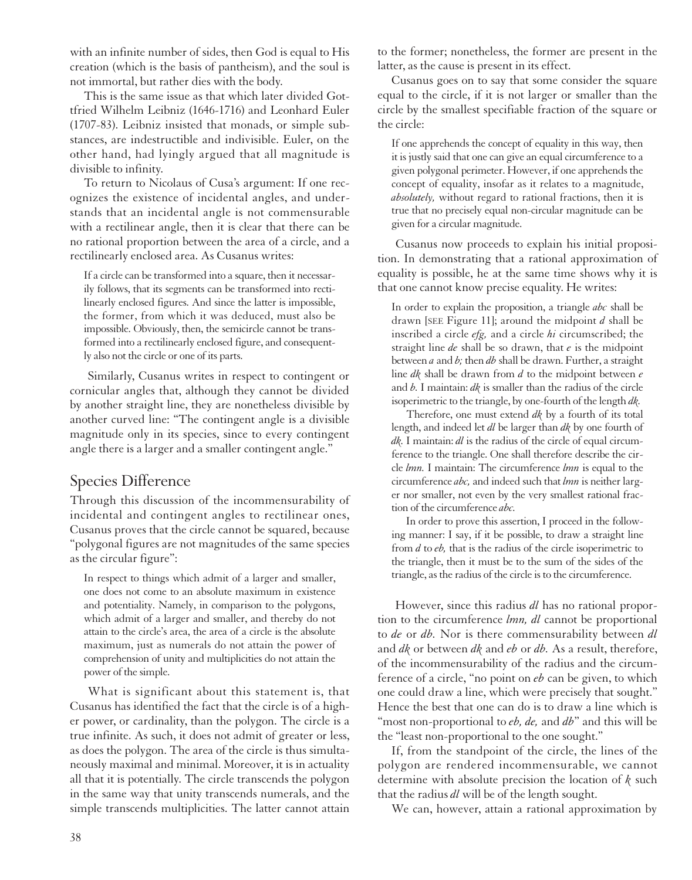with an infinite number of sides, then God is equal to His creation (which is the basis of pantheism), and the soul is not immortal, but rather dies with the body.

This is the same issue as that which later divided Gottfried Wilhelm Leibniz (1646-1716) and Leonhard Euler (1707-83). Leibniz insisted that monads, or simple substances, are indestructible and indivisible. Euler, on the other hand, had lyingly argued that all magnitude is divisible to infinity.

To return to Nicolaus of Cusa's argument: If one recognizes the existence of incidental angles, and understands that an incidental angle is not commensurable with a rectilinear angle, then it is clear that there can be no rational proportion between the area of a circle, and a rectilinearly enclosed area. As Cusanus writes:

> If a circle can be transformed into a square, then it necessarily follows, that its segments can be transformed into rectilinearly enclosed figures. And since the latter is impossible, the former, from which it was deduced, must also be impossible. Obviously, then, the semicircle cannot be transformed into a rectilinearly enclosed figure, and consequently also not the circle or one of its parts.

Similarly, Cusanus writes in respect to contingent or cornicular angles that, although they cannot be divided by another straight line, they are nonetheless divisible by another curved line: "The contingent angle is a divisible magnitude only in its species, since to every contingent angle there is a larger and a smaller contingent angle."

## Species Difference

Through this discussion of the incommensurability of incidental and contingent angles to rectilinear ones, Cusanus proves that the circle cannot be squared, because "polygonal figures are not magnitudes of the same species as the circular figure":

> In respect to things which admit of a larger and smaller, one does not come to an absolute maximum in existence and potentiality. Namely, in comparison to the polygons, which admit of a larger and smaller, and thereby do not attain to the circle's area, the area of a circle is the absolute maximum, just as numerals do not attain the power of comprehension of unity and multiplicities do not attain the power of the simple.

What is significant about this statement is, that Cusanus has identified the fact that the circle is of a higher power, or cardinality, than the polygon. The circle is a true infinite. As such, it does not admit of greater or less, as does the polygon. The area of the circle is thus simultaneously maximal and minimal. Moreover, it is in actuality all that it is potentially. The circle transcends the polygon in the same way that unity transcends numerals, and the simple transcends multiplicities. The latter cannot attain to the former; nonetheless, the former are present in the latter, as the cause is present in its effect.

Cusanus goes on to say that some consider the square equal to the circle, if it is not larger or smaller than the circle by the smallest specifiable fraction of the square or the circle:

> If one apprehends the concept of equality in this way, then it is justly said that one can give an equal circumference to a given polygonal perimeter. However, if one apprehends the concept of equality, insofar as it relates to a magnitude, *absolutely,* without regard to rational fractions, then it is true that no precisely equal non-circular magnitude can be given for a circular magnitude.

Cusanus now proceeds to explain his initial proposition. In demonstrating that a rational approximation of equality is possible, he at the same time shows why it is that one cannot know precise equality. He writes:

> In order to explain the proposition, a triangle *abc* shall be drawn [SEE Figure 11]; around the midpoint *d* shall be inscribed a circle *efg,* and a circle *hi* circumscribed; the straight line *de* shall be so drawn, that *e* is the midpoint between *a* and *b;* then *db* shall be drawn. Further, a straight line *dk* shall be drawn from *d* to the midpoint between *e* and *b*. I maintain: *dk* is smaller than the radius of the circle isoperimetric to the triangle, by one-fourth of the length *dk.*
>
> Therefore, one must extend *dk* by a fourth of its total length, and indeed let *dl* be larger than *dk* by one fourth of *dk.* I maintain: *dl* is the radius of the circle of equal circumference to the triangle. One shall therefore describe the circle *lmn.* I maintain: The circumference *lmn* is equal to the circumference *abc,* and indeed such that *lmn* is neither larger nor smaller, not even by the very smallest rational fraction of the circumference *abc.*
>
> In order to prove this assertion, I proceed in the following manner: I say, if it be possible, to draw a straight line from *d* to *eb,* that is the radius of the circle isoperimetric to the triangle, then it must be to the sum of the sides of the triangle, as the radius of the circle is to the circumference.

However, since this radius *dl* has no rational proportion to the circumference *lmn, dl* cannot be proportional to *de* or *db.* Nor is there commensurability between *dl* and *dk* or between *dk* and *eb* or *db.* As a result, therefore, of the incommensurability of the radius and the circumference of a circle, "no point on *eb* can be given, to which one could draw a line, which were precisely that sought." Hence the best that one can do is to draw a line which is "most non-proportional to *eb, de,* and *db*" and this will be the "least non-proportional to the one sought."

If, from the standpoint of the circle, the lines of the polygon are rendered incommensurable, we cannot determine with absolute precision the location of *k* such that the radius *dl* will be of the length sought.

We can, however, attain a rational approximation by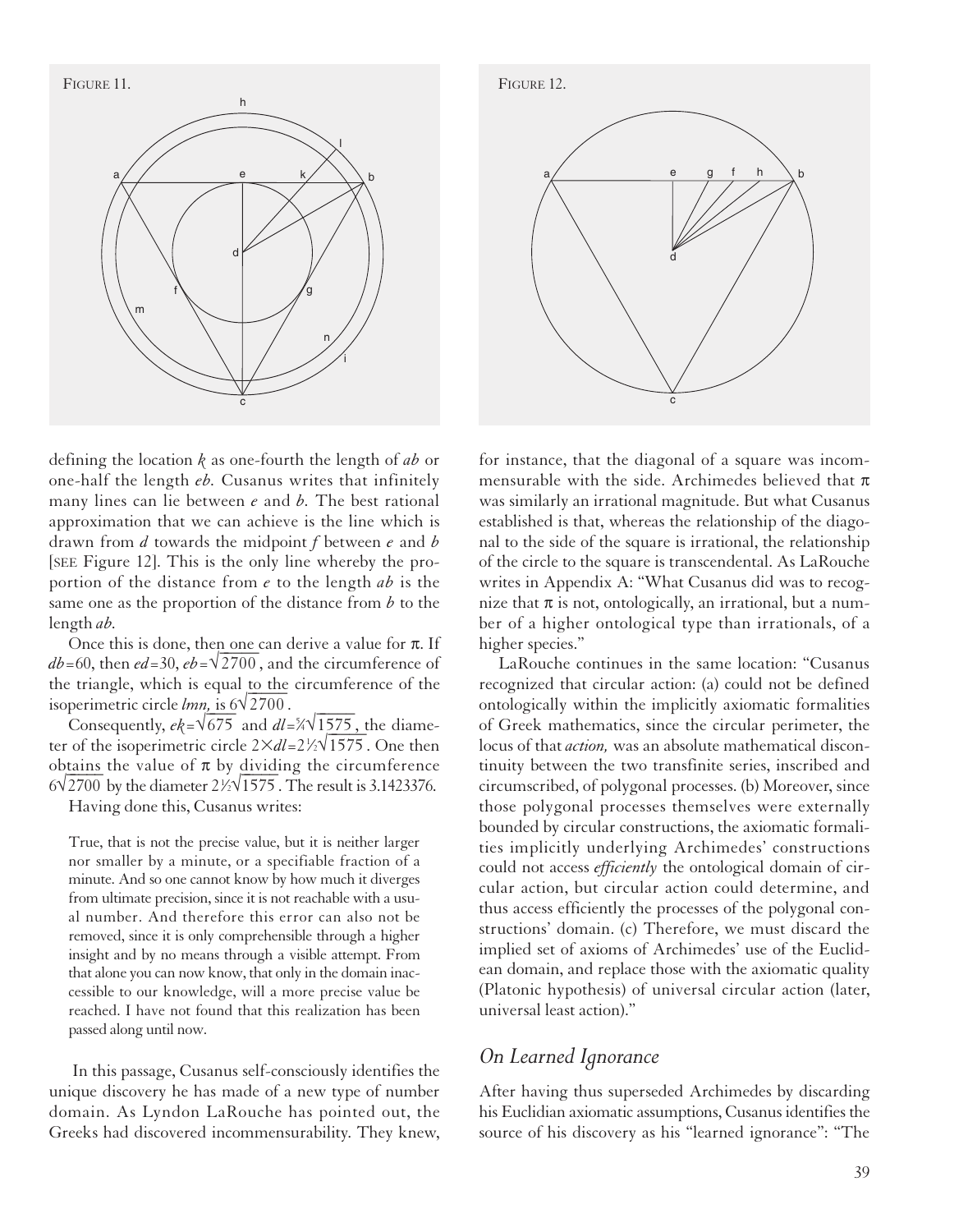FIGURE 11.

FIGURE 12.

defining the location $k$ as one-fourth the length of $ab$ or one-half the length $eb$. Cusanus writes that infinitely many lines can lie between $e$ and $b$. The best rational approximation that we can achieve is the line which is drawn from $d$ towards the midpoint $f$ between $e$ and $b$ [SEE Figure 12]. This is the only line whereby the proportion of the distance from $e$ to the length $ab$ is the same one as the proportion of the distance from $b$ to the length $ab$.

Once this is done, then one can derive a value for $\pi$. If $db=60$, then $ed=30$, $eb=\sqrt{2700}$, and the circumference of the triangle, which is equal to the circumference of the isoperimetric circle $lmn$, is $6\sqrt{2700}$.

Consequently, $ek=\sqrt{675}$ and $dl=\frac{5}{4}\sqrt{1575}$, the diameter of the isoperimetric circle $2\times dl=2\frac{1}{2}\sqrt{1575}$. One then obtains the value of $\pi$ by dividing the circumference $6\sqrt{2700}$ by the diameter $2\frac{1}{2}\sqrt{1575}$. The result is 3.1423376.

Having done this, Cusanus writes:

> True, that is not the precise value, but it is neither larger nor smaller by a minute, or a specifiable fraction of a minute. And so one cannot know by how much it diverges from ultimate precision, since it is not reachable with a usual number. And therefore this error can also not be removed, since it is only comprehensible through a higher insight and by no means through a visible attempt. From that alone you can now know, that only in the domain inaccessible to our knowledge, will a more precise value be reached. I have not found that this realization has been passed along until now.

In this passage, Cusanus self-consciously identifies the unique discovery he has made of a new type of number domain. As Lyndon LaRouche has pointed out, the Greeks had discovered incommensurability. They knew, for instance, that the diagonal of a square was incommensurable with the side. Archimedes believed that $\pi$ was similarly an irrational magnitude. But what Cusanus established is that, whereas the relationship of the diagonal to the side of the square is irrational, the relationship of the circle to the square is transcendental. As LaRouche writes in Appendix A: "What Cusanus did was to recognize that $\pi$ is not, ontologically, an irrational, but a number of a higher ontological type than irrationals, of a higher species."

LaRouche continues in the same location: "Cusanus recognized that circular action: (a) could not be defined ontologically within the implicitly axiomatic formalities of Greek mathematics, since the circular perimeter, the locus of that *action,* was an absolute mathematical discontinuity between the two transfinite series, inscribed and circumscribed, of polygonal processes. (b) Moreover, since those polygonal processes themselves were externally bounded by circular constructions, the axiomatic formalities implicitly underlying Archimedes' constructions could not access *efficiently* the ontological domain of circular action, but circular action could determine, and thus access efficiently the processes of the polygonal constructions' domain. (c) Therefore, we must discard the implied set of axioms of Archimedes' use of the Euclidean domain, and replace those with the axiomatic quality (Platonic hypothesis) of universal circular action (later, universal least action)."

## *On Learned Ignorance*

After having thus superseded Archimedes by discarding his Euclidian axiomatic assumptions, Cusanus identifies the source of his discovery as his "learned ignorance": "The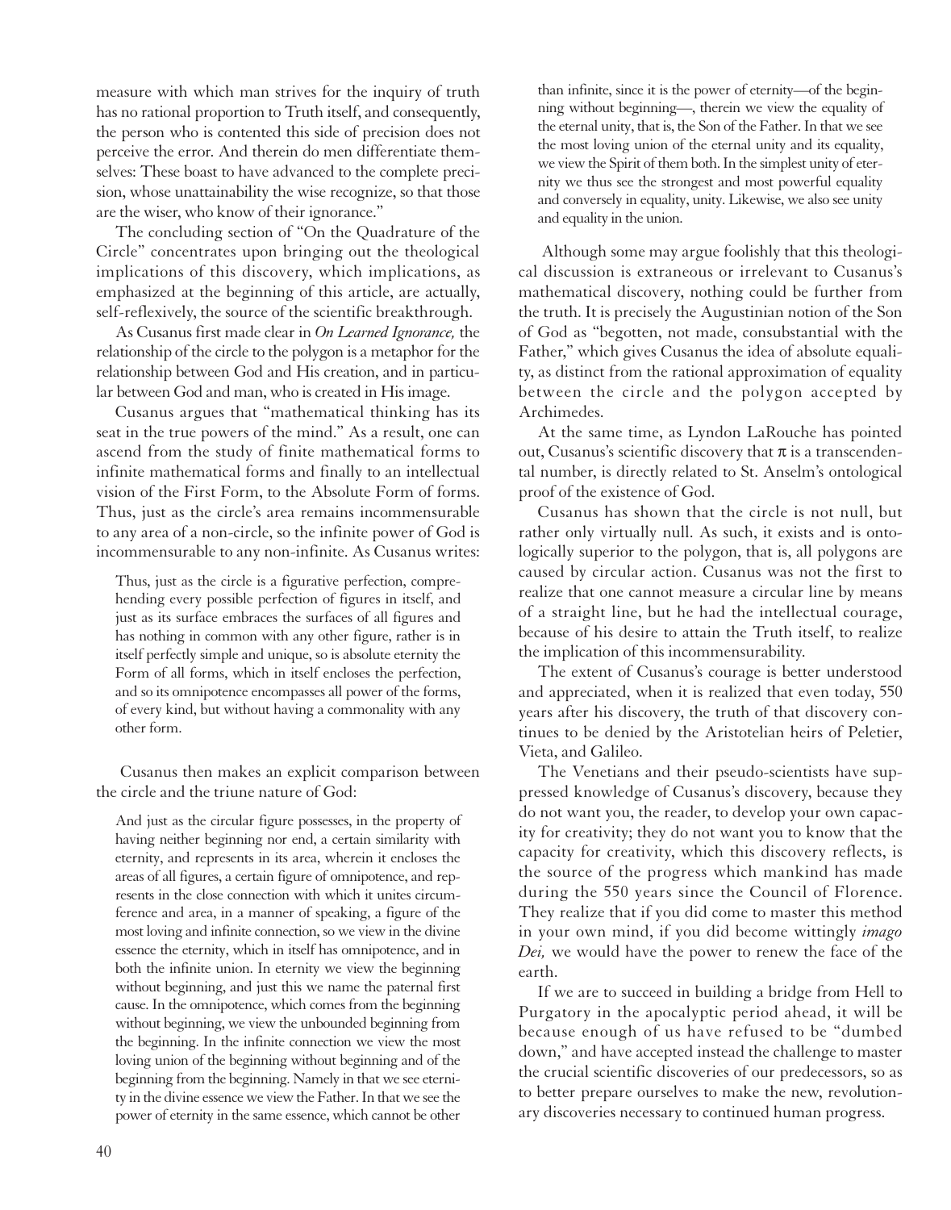measure with which man strives for the inquiry of truth has no rational proportion to Truth itself, and consequently, the person who is contented this side of precision does not perceive the error. And therein do men differentiate themselves: These boast to have advanced to the complete precision, whose unattainability the wise recognize, so that those are the wiser, who know of their ignorance."

The concluding section of "On the Quadrature of the Circle" concentrates upon bringing out the theological implications of this discovery, which implications, as emphasized at the beginning of this article, are actually, self-reflexively, the source of the scientific breakthrough.

As Cusanus first made clear in *On Learned Ignorance,* the relationship of the circle to the polygon is a metaphor for the relationship between God and His creation, and in particular between God and man, who is created in His image.

Cusanus argues that "mathematical thinking has its seat in the true powers of the mind." As a result, one can ascend from the study of finite mathematical forms to infinite mathematical forms and finally to an intellectual vision of the First Form, to the Absolute Form of forms. Thus, just as the circle's area remains incommensurable to any area of a non-circle, so the infinite power of God is incommensurable to any non-infinite. As Cusanus writes:

> Thus, just as the circle is a figurative perfection, comprehending every possible perfection of figures in itself, and just as its surface embraces the surfaces of all figures and has nothing in common with any other figure, rather is in itself perfectly simple and unique, so is absolute eternity the Form of all forms, which in itself encloses the perfection, and so its omnipotence encompasses all power of the forms, of every kind, but without having a commonality with any other form.

Cusanus then makes an explicit comparison between the circle and the triune nature of God:

> And just as the circular figure possesses, in the property of having neither beginning nor end, a certain similarity with eternity, and represents in its area, wherein it encloses the areas of all figures, a certain figure of omnipotence, and represents in the close connection with which it unites circumference and area, in a manner of speaking, a figure of the most loving and infinite connection, so we view in the divine essence the eternity, which in itself has omnipotence, and in both the infinite union. In eternity we view the beginning without beginning, and just this we name the paternal first cause. In the omnipotence, which comes from the beginning without beginning, we view the unbounded beginning from the beginning. In the infinite connection we view the most loving union of the beginning without beginning and of the beginning from the beginning. Namely in that we see eternity in the divine essence we view the Father. In that we see the power of eternity in the same essence, which cannot be other than infinite, since it is the power of eternity—of the beginning without beginning—, therein we view the equality of the eternal unity, that is, the Son of the Father. In that we see the most loving union of the eternal unity and its equality, we view the Spirit of them both. In the simplest unity of eternity we thus see the strongest and most powerful equality and conversely in equality, unity. Likewise, we also see unity and equality in the union.

Although some may argue foolishly that this theological discussion is extraneous or irrelevant to Cusanus's mathematical discovery, nothing could be further from the truth. It is precisely the Augustinian notion of the Son of God as "begotten, not made, consubstantial with the Father," which gives Cusanus the idea of absolute equality, as distinct from the rational approximation of equality between the circle and the polygon accepted by Archimedes.

At the same time, as Lyndon LaRouche has pointed out, Cusanus's scientific discovery that $\pi$ is a transcendental number, is directly related to St. Anselm's ontological proof of the existence of God.

Cusanus has shown that the circle is not null, but rather only virtually null. As such, it exists and is ontologically superior to the polygon, that is, all polygons are caused by circular action. Cusanus was not the first to realize that one cannot measure a circular line by means of a straight line, but he had the intellectual courage, because of his desire to attain the Truth itself, to realize the implication of this incommensurability.

The extent of Cusanus's courage is better understood and appreciated, when it is realized that even today, 550 years after his discovery, the truth of that discovery continues to be denied by the Aristotelian heirs of Peletier, Vieta, and Galileo.

The Venetians and their pseudo-scientists have suppressed knowledge of Cusanus's discovery, because they do not want you, the reader, to develop your own capacity for creativity; they do not want you to know that the capacity for creativity, which this discovery reflects, is the source of the progress which mankind has made during the 550 years since the Council of Florence. They realize that if you did come to master this method in your own mind, if you did become wittingly *imago Dei,* we would have the power to renew the face of the earth.

If we are to succeed in building a bridge from Hell to Purgatory in the apocalyptic period ahead, it will be because enough of us have refused to be "dumbed down," and have accepted instead the challenge to master the crucial scientific discoveries of our predecessors, so as to better prepare ourselves to make the new, revolutionary discoveries necessary to continued human progress.